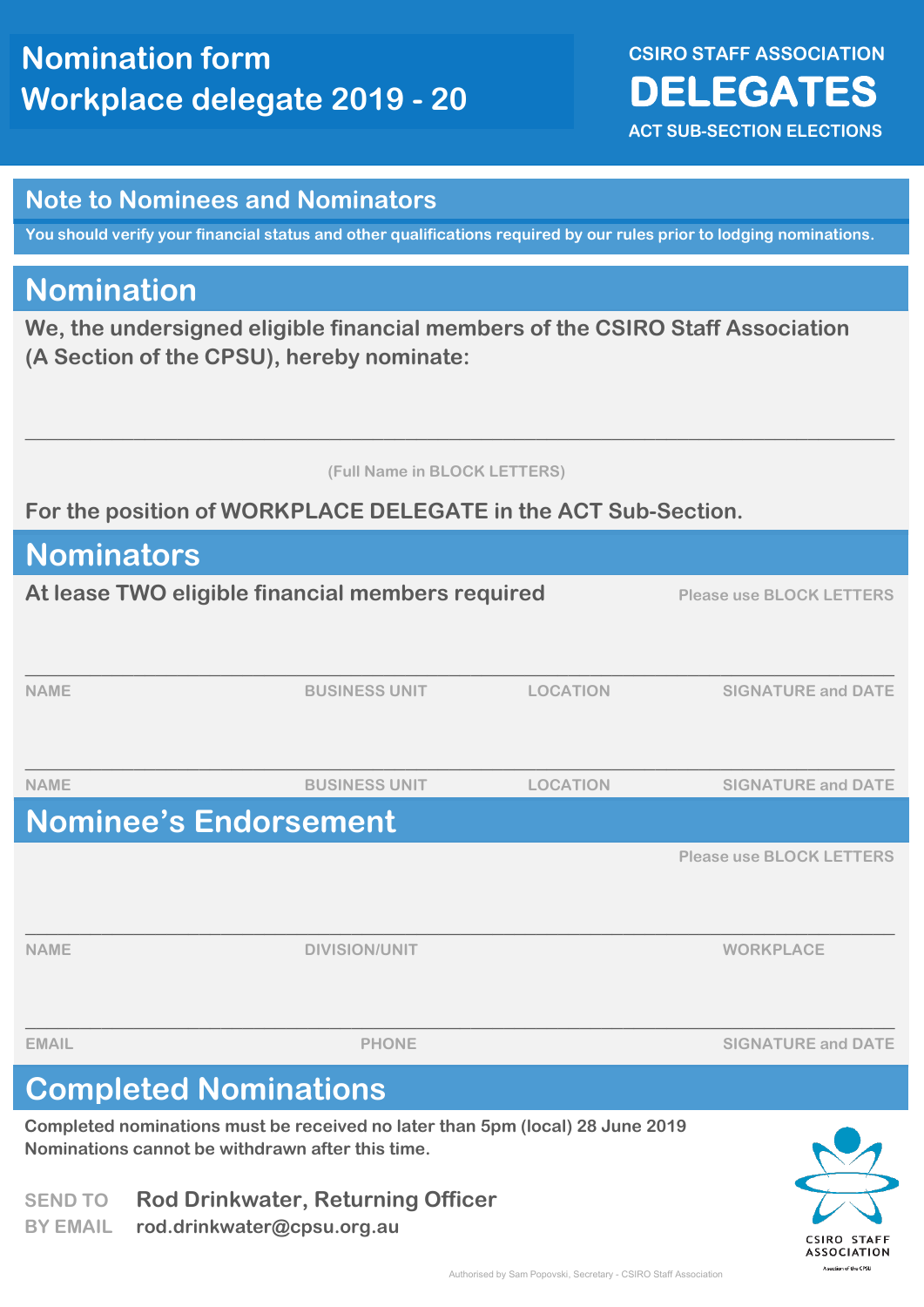# Nomination form
# Workplace delegate 2019 - 20

**CSIRO STAFF ASSOCIATION**
**DELEGATES**
**ACT SUB-SECTION ELECTIONS**

## Note to Nominees and Nominators

**You should verify your financial status and other qualifications required by our rules prior to lodging nominations.**

## Nomination

**We, the undersigned eligible financial members of the CSIRO Staff Association (A Section of the CPSU), hereby nominate:**

_______________________________________________

(Full Name in BLOCK LETTERS)

**For the position of WORKPLACE DELEGATE in the ACT Sub-Section.**

## Nominators

**At lease TWO eligible financial members required** — Please use BLOCK LETTERS

| NAME | BUSINESS UNIT | LOCATION | SIGNATURE and DATE |
|---|---|---|---|
| | | | |
| | | | |

## Nominee's Endorsement

Please use BLOCK LETTERS

| NAME | DIVISION/UNIT | WORKPLACE |
|---|---|---|
| | | |

| EMAIL | PHONE | SIGNATURE and DATE |
|---|---|---|
| | | |

## Completed Nominations

**Completed nominations must be received no later than 5pm (local) 28 June 2019**
**Nominations cannot be withdrawn after this time.**

SEND TO **Rod Drinkwater, Returning Officer**
BY EMAIL **rod.drinkwater@cpsu.org.au**

CSIRO STAFF ASSOCIATION
Association of the CPSU

Authorised by Sam Popovski, Secretary - CSIRO Staff Association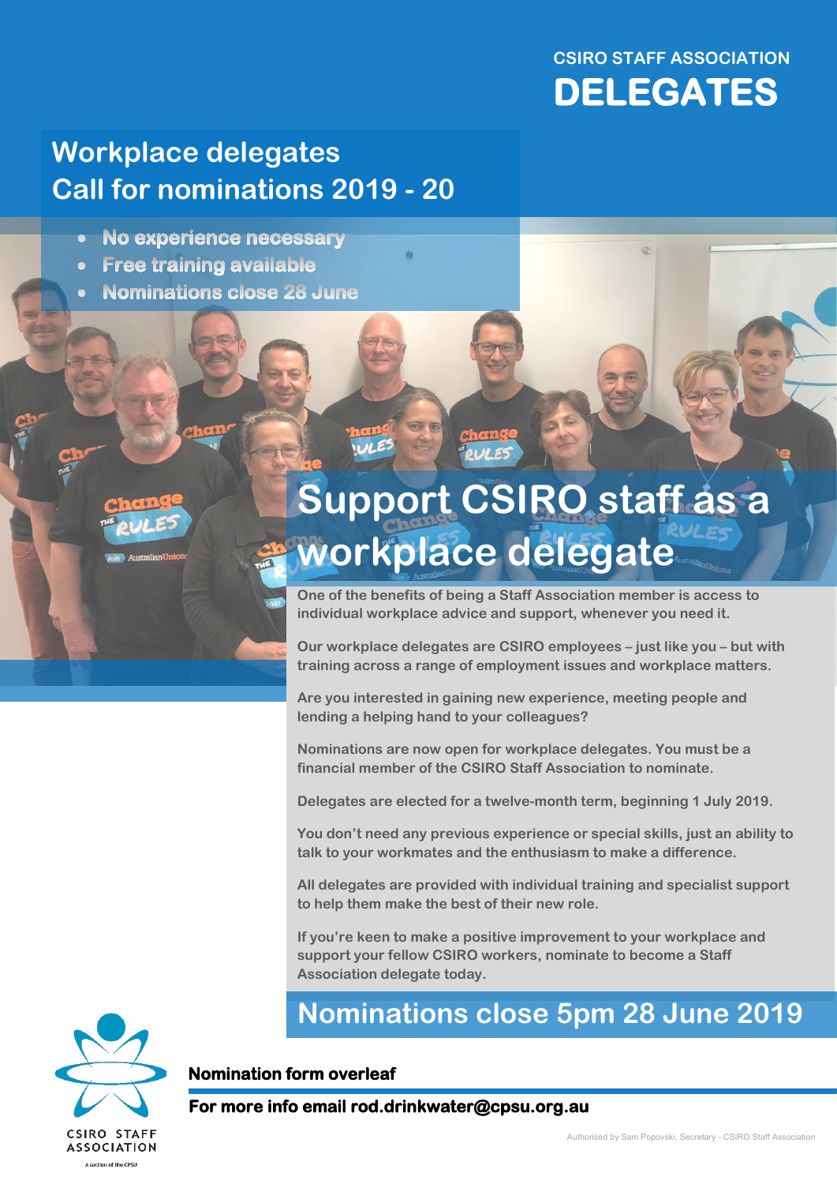CSIRO STAFF ASSOCIATION

# DELEGATES

## Workplace delegates
## Call for nominations 2019 - 20

- No experience necessary
- Free training available
- Nominations close 28 June

## Support CSIRO staff as a workplace delegate

One of the benefits of being a Staff Association member is access to individual workplace advice and support, whenever you need it.

Our workplace delegates are CSIRO employees – just like you – but with training across a range of employment issues and workplace matters.

Are you interested in gaining new experience, meeting people and lending a helping hand to your colleagues?

Nominations are now open for workplace delegates. You must be a financial member of the CSIRO Staff Association to nominate.

Delegates are elected for a twelve-month term, beginning 1 July 2019.

You don't need any previous experience or special skills, just an ability to talk to your workmates and the enthusiasm to make a difference.

All delegates are provided with individual training and specialist support to help them make the best of their new role.

If you're keen to make a positive improvement to your workplace and support your fellow CSIRO workers, nominate to become a Staff Association delegate today.

## Nominations close 5pm 28 June 2019

**Nomination form overleaf**

**For more info email rod.drinkwater@cpsu.org.au**

CSIRO STAFF ASSOCIATION
A section of the CPSU

Authorised by Sam Popovski, Secretary - CSIRO Staff Association